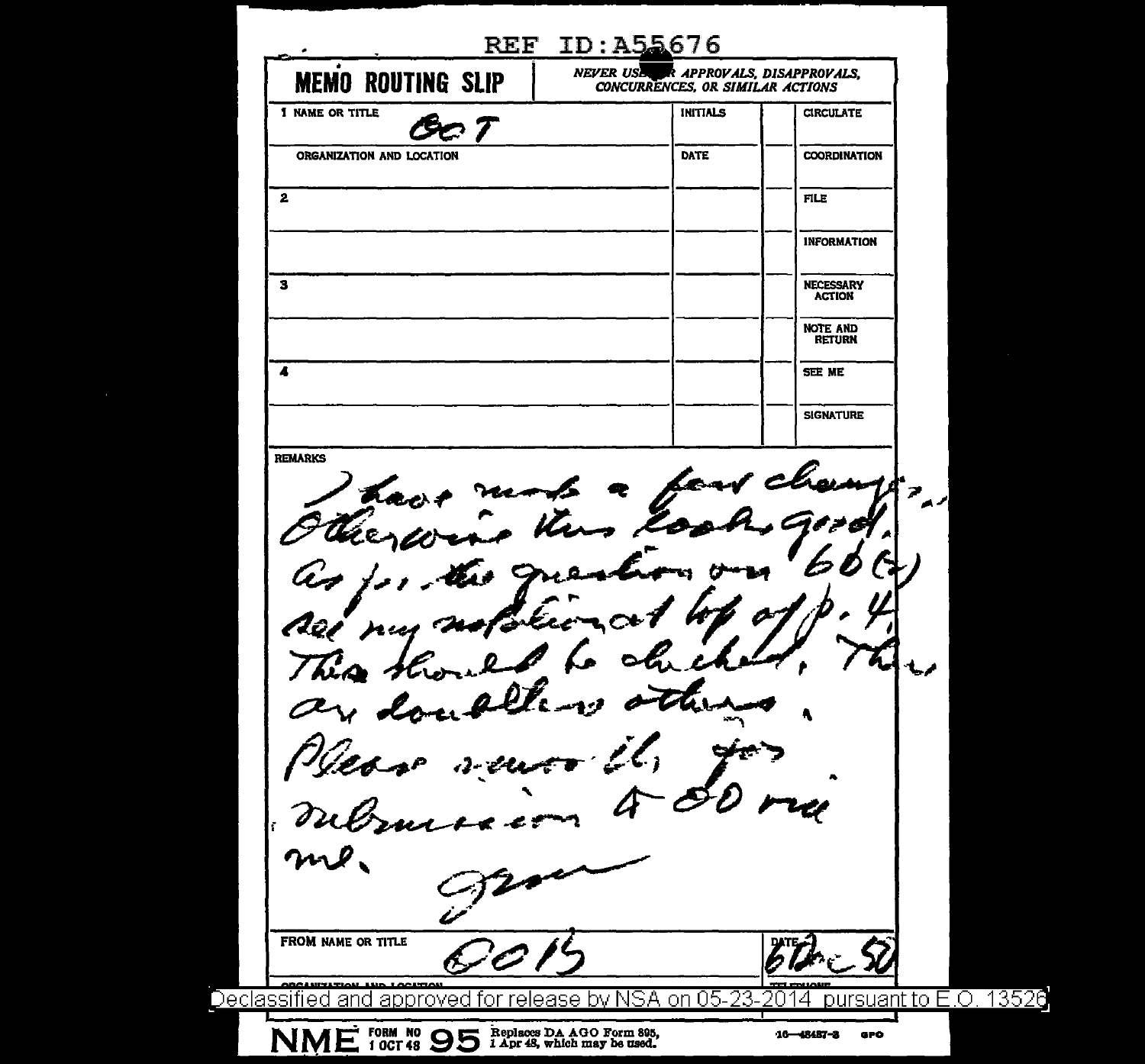REF ID:A55676

# MEMO ROUTING SLIP

*NEVER USE FOR APPROVALS, DISAPPROVALS, CONCURRENCES, OR SIMILAR ACTIONS*

| NAME OR TITLE | INITIALS | | |
|---|---|---|---|
| 1 OOT | | | CIRCULATE |
| ORGANIZATION AND LOCATION | DATE | | COORDINATION |
| 2 | | | FILE |
| | | | INFORMATION |
| 3 | | | NECESSARY ACTION |
| | | | NOTE AND RETURN |
| 4 | | | SEE ME |
| | | | SIGNATURE |

REMARKS

I have made a few changes. Otherwise this looks good. As for the question on 60(c) see my notation at top of p. 4. This should be checked. There are doubtless others.

Please return it, for submission to OO via me.

[signature]

FROM NAME OR TITLE: OOIS

DATE: 6 Dec 50

ORGANIZATION AND LOCATION | TELEPHONE

Declassified and approved for release by NSA on 05-23-2014 pursuant to E.O. 13526

NME FORM NO 95 1 OCT 48 — Replaces DA AGO Form 895, 1 Apr 48, which may be used. 16—48487-3 GPO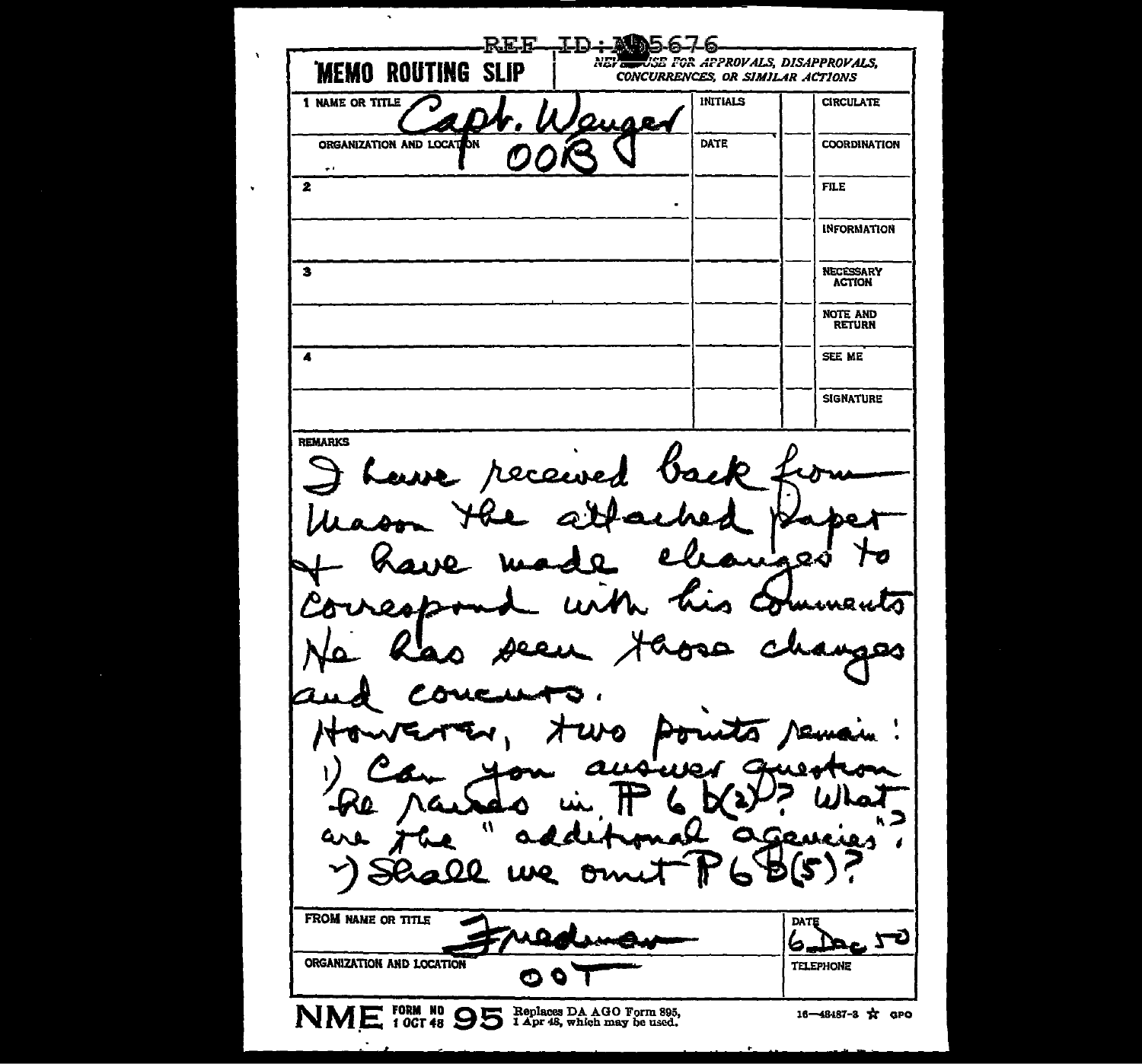REF ID:A65676

| MEMO ROUTING SLIP | NEVER USE FOR APPROVALS, DISAPPROVALS, CONCURRENCES, OR SIMILAR ACTIONS | | |
|---|---|---|---|
| 1 NAME OR TITLE: Capt. Wenger | INITIALS | | CIRCULATE |
| ORGANIZATION AND LOCATION: OOB | DATE | | COORDINATION |
| 2 | | | FILE |
| | | | INFORMATION |
| 3 | | | NECESSARY ACTION |
| | | | NOTE AND RETURN |
| 4 | | | SEE ME |
| | | | SIGNATURE |

REMARKS

I have received back from Mason the attached paper & have made changes to correspond with his comments. He has seen those changes and concurs.

However, two points remain:

1) Can you answer question he raises in ¶ 6 b(2)? What are the "additional agencies"?

2) Shall we omit ¶ 6 b(5)?

| FROM NAME OR TITLE: Friedman | DATE: 6 Dec 50 |
|---|---|
| ORGANIZATION AND LOCATION: OOT | TELEPHONE |

NME FORM NO 95, 1 OCT 48 — Replaces DA AGO Form 895, 1 Apr 48, which may be used. 16—48487-3 ☆ GPO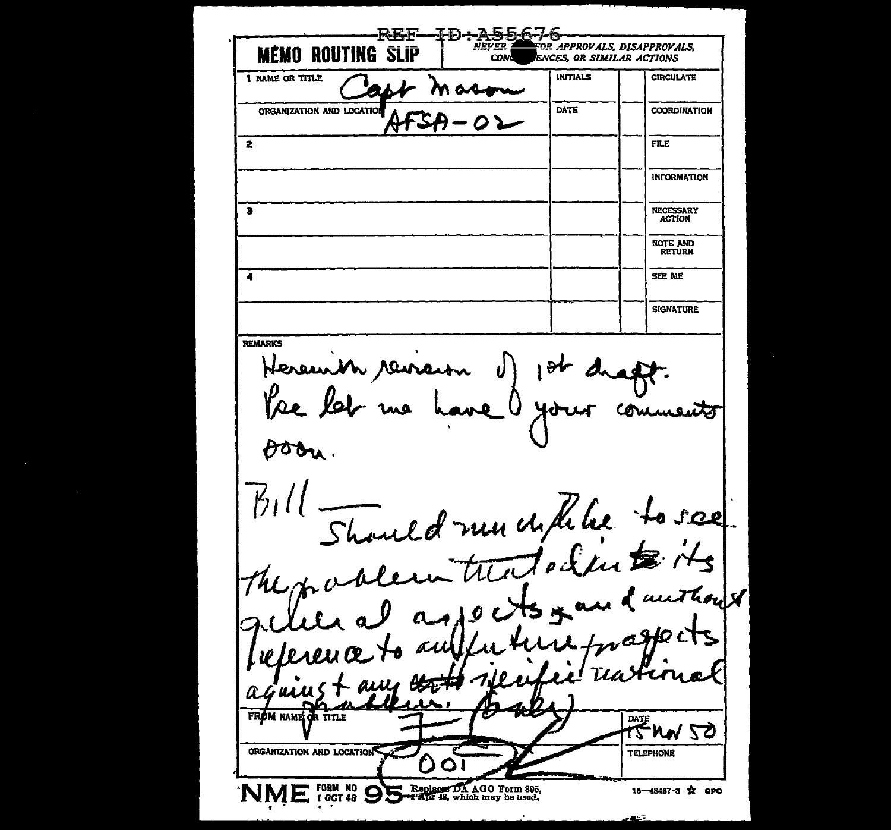REF ID:A55676

**MEMO ROUTING SLIP**

*NEVER USE FOR APPROVALS, DISAPPROVALS, CONCURRENCES, OR SIMILAR ACTIONS*

| | INITIALS | | |
|---|---|---|---|
| 1 NAME OR TITLE: Capt Mason | | | CIRCULATE |
| ORGANIZATION AND LOCATION: AFSA-02 | DATE | | COORDINATION |
| 2 | | | FILE |
| | | | INFORMATION |
| 3 | | | NECESSARY ACTION |
| | | | NOTE AND RETURN |
| 4 | | | SEE ME |
| | | | SIGNATURE |

REMARKS

Herewith revision of 1st draft. Pse let me have your comments soon.

Bill — Should much like to see the problem treated in its general aspects and without reference to any future prospects against any specific national problem. (Baker)

FROM NAME OR TITLE: F

DATE: 15 Nov 50

ORGANIZATION AND LOCATION: 001

TELEPHONE

NME FORM NO 95, 1 OCT 48 — Replaces DA AGO Form 895, 1 Apr 48, which may be used. 16—48487-3 GPO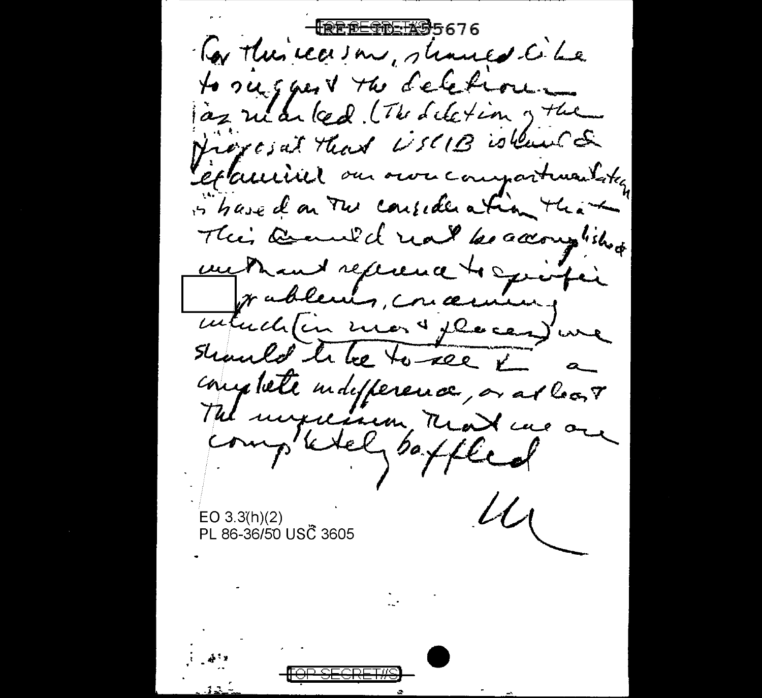For this reason, I should like to suggest the deletion as marked. (The deletion of the proposal that USCIB issue a explanation on over compartmentation is based on the consideration that this could not be accomplished without reference to specific [ ] problems, concerning which (in most places) we should like to see a complete indifference, or at least the impression that we are completely baffled.

EO 3.3(h)(2)
PL 86-36/50 USC 3605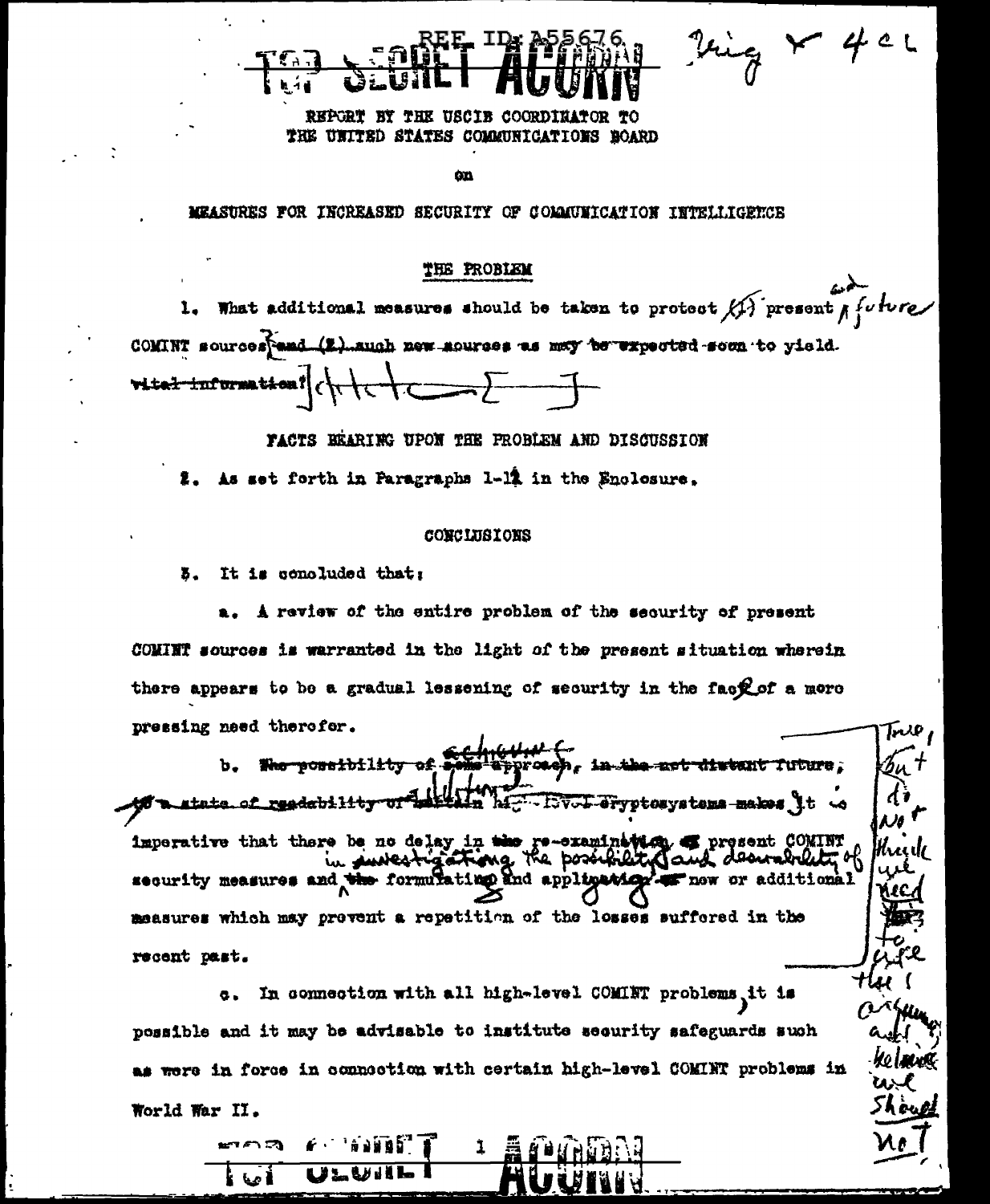TOP SECRET ACORN

REF ID:A55676

REPORT BY THE USCIB COORDINATOR TO THE UNITED STATES COMMUNICATIONS BOARD

on

MEASURES FOR INCREASED SECURITY OF COMMUNICATION INTELLIGENCE

## THE PROBLEM

1. What additional measures should be taken to protect ~~(1)~~ present and future COMINT sources ~~and (2) such new sources as may be expected soon to yield vital information?~~

## FACTS BEARING UPON THE PROBLEM AND DISCUSSION

2. As set forth in Paragraphs 1-12 in the Enclosure.

## CONCLUSIONS

3. It is concluded that:

a. A review of the entire problem of the security of present COMINT sources is warranted in the light of the present situation wherein there appears to be a gradual lessening of security in the face of a more pressing need therefor.

b. ~~The possibility of some approach, in the not distant future, to a state of readability of certain~~ achievement ~~[...]~~ high-level cryptosystems makes it imperative that there be no delay in ~~the re-examination of~~ investigating the possibility and desirability of present COMINT security measures and ~~the~~ formulating and ~~application of~~ applying new or additional measures which may prevent a repetition of the losses suffered in the recent past.

c. In connection with all high-level COMINT problems, it is possible and it may be advisable to institute security safeguards such as were in force in connection with certain high-level COMINT problems in World War II.

True, but do not think we need to give this argument and believe we should not

TOP SECRET ACORN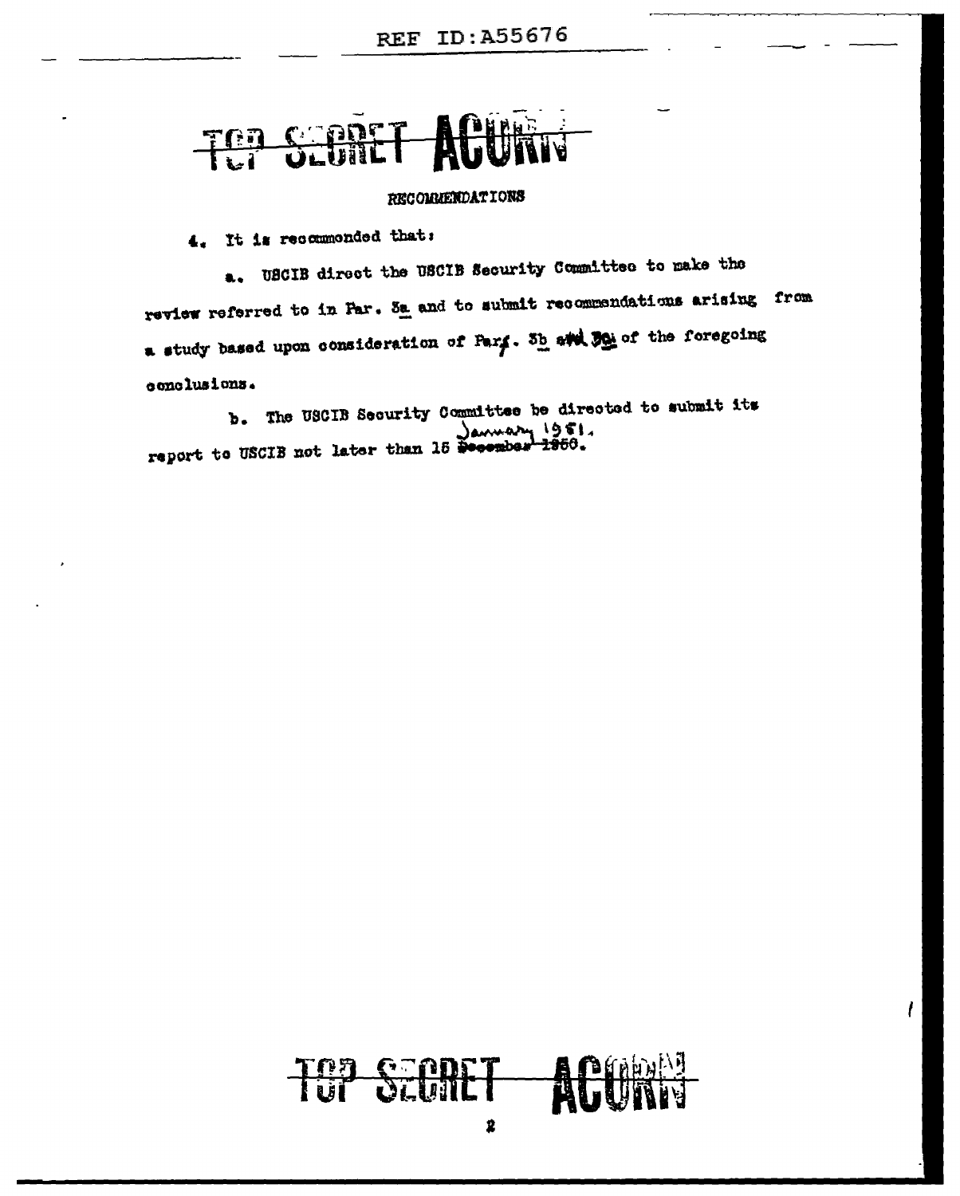TOP SECRET ACORN

RECOMMENDATIONS

4. It is recommended that:

a. USCIB direct the USCIB Security Committee to make the review referred to in Par. 3a and to submit recommendations arising from a study based upon consideration of Par. 3b ~~and 3c~~ of the foregoing conclusions.

b. The USCIB Security Committee be directed to submit its report to USCIB not later than 15 ~~December 1950~~ January 1951.

TOP SECRET ACORN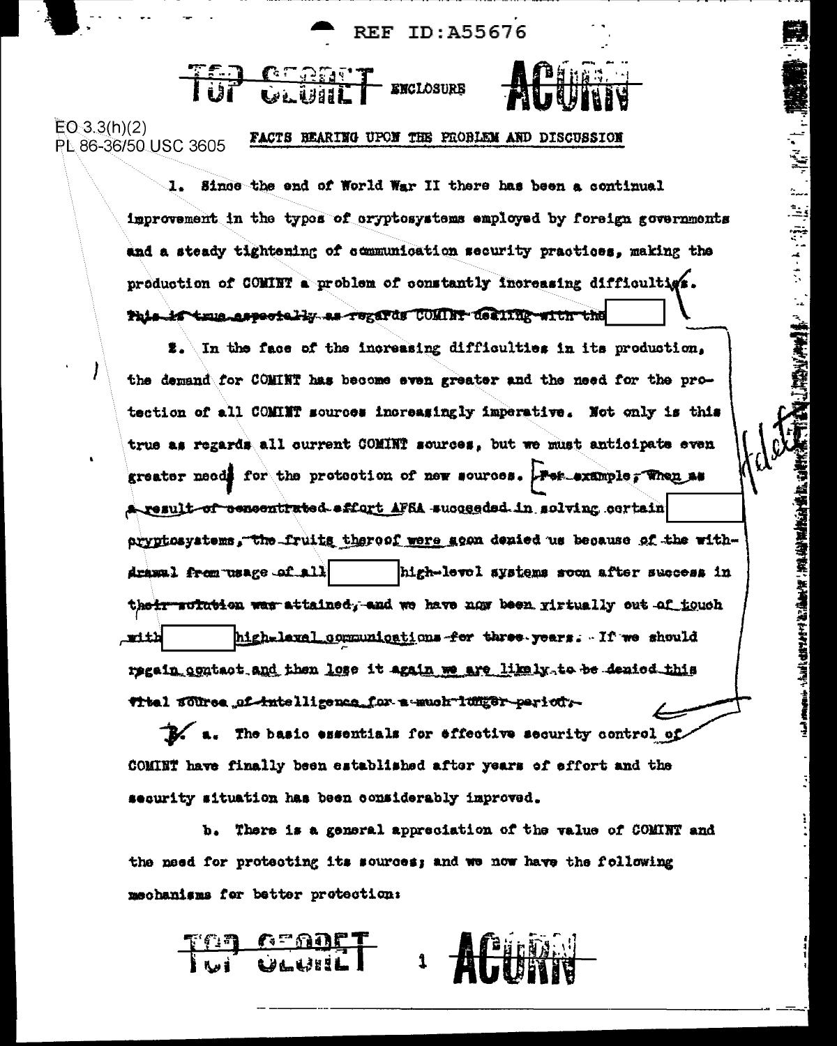REF ID:A55676

TOP SECRET ENCLOSURE ACORN

EO 3.3(h)(2)
PL 86-36/50 USC 3605

## FACTS BEARING UPON THE PROBLEM AND DISCUSSION

1. Since the end of World War II there has been a continual improvement in the types of cryptosystems employed by foreign governments and a steady tightening of communication security practices, making the production of COMINT a problem of constantly increasing difficulties. ~~This is true especially as regards COMINT dealing with the~~ [ ]

2. In the face of the increasing difficulties in its production, the demand for COMINT has become even greater and the need for the protection of all COMINT sources increasingly imperative. Not only is this true as regards all current COMINT sources, but we must anticipate even greater needs for the protection of new sources. ~~For example, when as a result of concentrated effort AFSA succeeded in solving certain~~ [ ] ~~cryptosystems, the fruits thereof were soon denied us because of the withdrawal from usage of all~~ [ ] ~~high-level systems soon after success in their solution was attained, and we have now been virtually out of touch with~~ [ ] ~~high-level communications for three years. If we should regain contact and then lose it again we are likely to be denied this vital source of intelligence for a much longer period.~~

Delete

3. a. The basic essentials for effective security control of COMINT have finally been established after years of effort and the security situation has been considerably improved.

b. There is a general appreciation of the value of COMINT and the need for protecting its sources; and we now have the following mechanisms for better protection:

TOP SECRET ACORN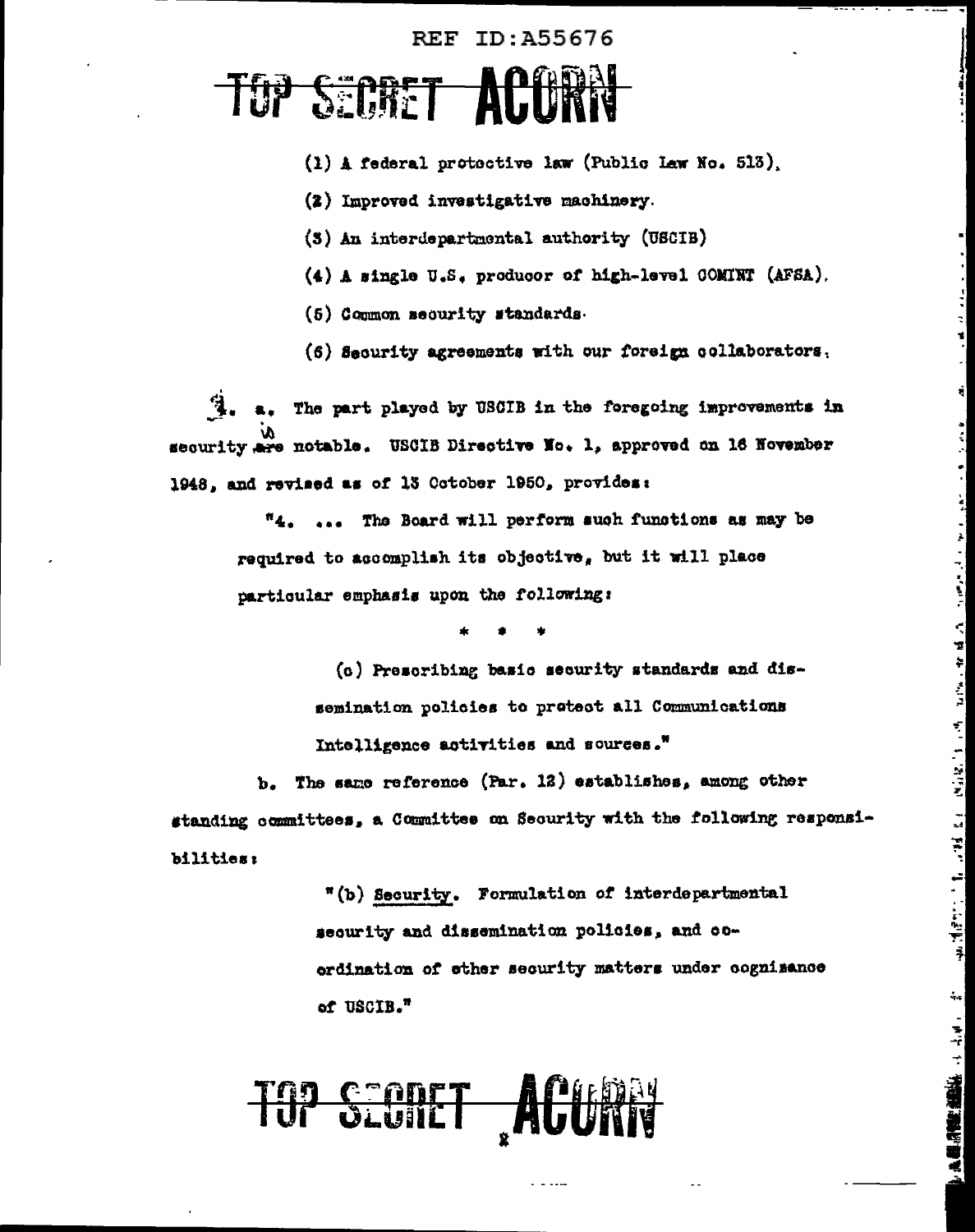(1) A federal protective law (Public Law No. 513).

(2) Improved investigative machinery.

(3) An interdepartmental authority (USCIB)

(4) A single U.S. producer of high-level COMINT (AFSA).

(5) Common security standards.

(6) Security agreements with our foreign collaborators.

4. a. The part played by USCIB in the foregoing improvements in security is notable. USCIB Directive No. 1, approved on 16 November 1948, and revised as of 13 October 1950, provides:

> "4. ... The Board will perform such functions as may be required to accomplish its objective, but it will place particular emphasis upon the following:
>
> \* \* \*
>
> (c) Prescribing basic security standards and dissemination policies to protect all Communications Intelligence activities and sources."

b. The same reference (Par. 12) establishes, among other standing committees, a Committee on Security with the following responsibilities:

> "(b) Security. Formulation of interdepartmental security and dissemination policies, and coordination of other security matters under cognizance of USCIB."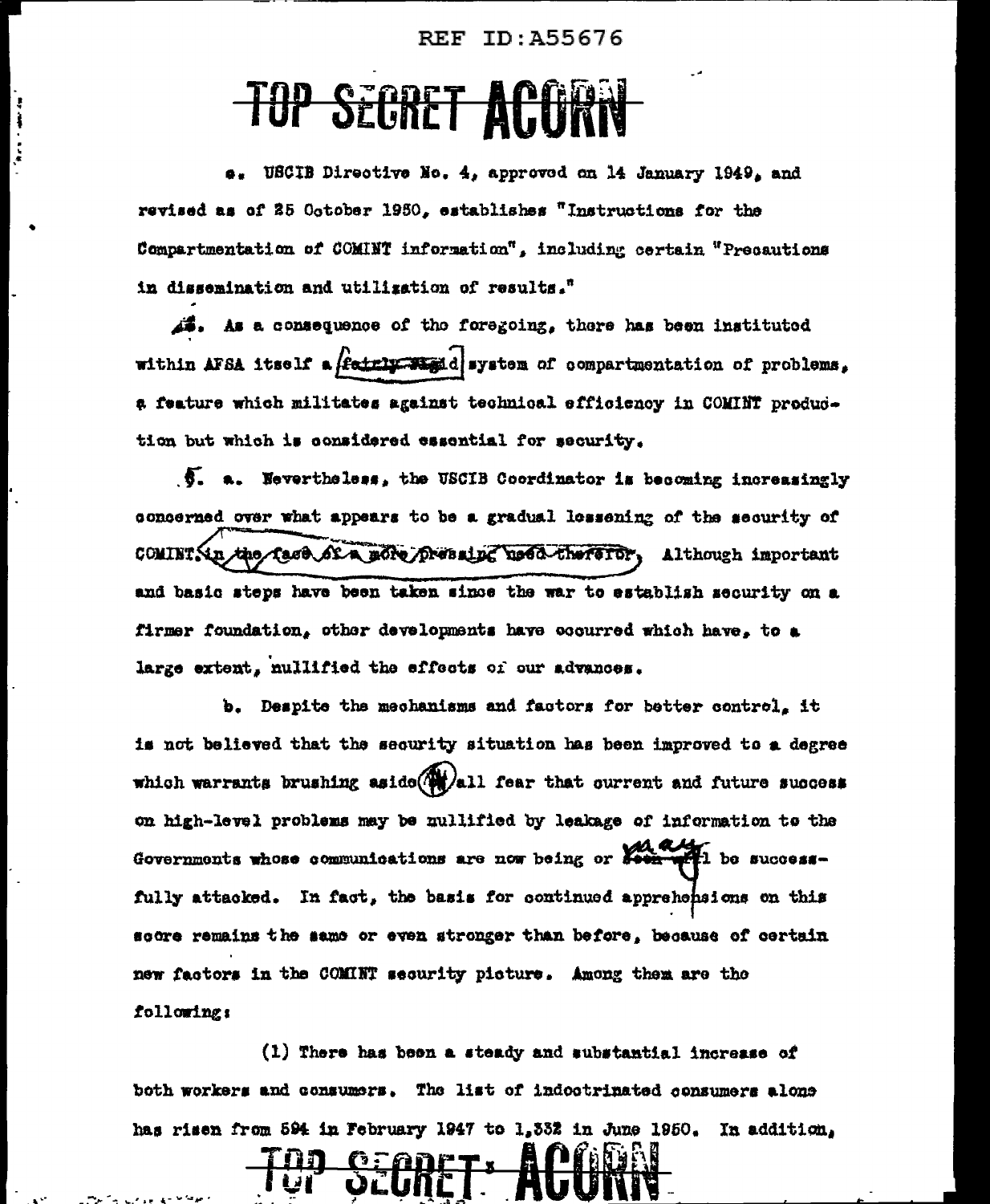REF ID:A55676

# TOP SECRET ACORN

e. USCIB Directive No. 4, approved on 14 January 1949, and revised as of 25 October 1950, establishes "Instructions for the Compartmentation of COMINT information", including certain "Precautions in dissemination and utilization of results."

4. As a consequence of the foregoing, there has been instituted within AFSA itself a fairly rigid system of compartmentation of problems, a feature which militates against technical efficiency in COMINT production but which is considered essential for security.

5. a. Nevertheless, the USCIB Coordinator is becoming increasingly concerned over what appears to be a gradual lessening of the security of COMINT in the face of a more pressing need therefor. Although important and basic steps have been taken since the war to establish security on a firmer foundation, other developments have occurred which have, to a large extent, nullified the effects of our advances.

b. Despite the mechanisms and factors for better control, it is not believed that the security situation has been improved to a degree which warrants brushing aside all fear that current and future success on high-level problems may be nullified by leakage of information to the Governments whose communications are now being or may be successfully attacked. In fact, the basis for continued apprehensions on this score remains the same or even stronger than before, because of certain new factors in the COMINT security picture. Among them are the following:

(1) There has been a steady and substantial increase of both workers and consumers. The list of indoctrinated consumers alone has risen from 594 in February 1947 to 1,332 in June 1950. In addition,

TOP SECRET ACORN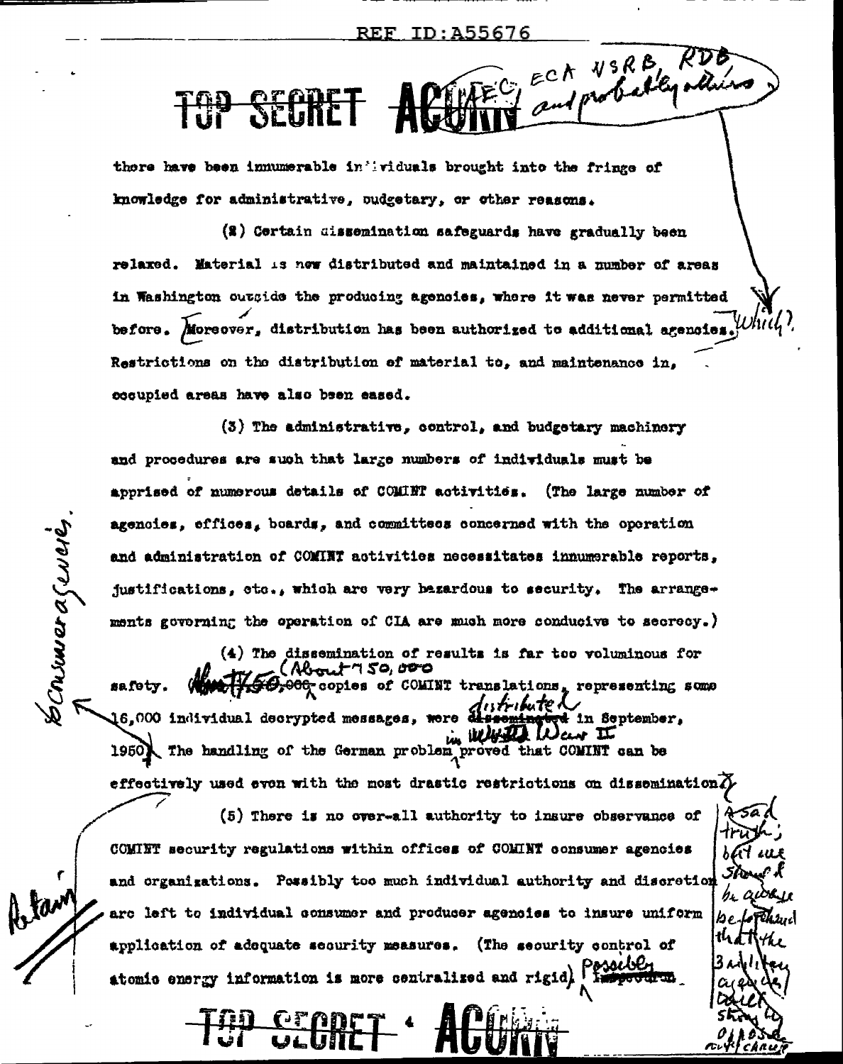REF ID:A55676

TOP SECRET ACORN

there have been innumerable individuals brought into the fringe of knowledge for administrative, budgetary, or other reasons.

(2) Certain dissemination safeguards have gradually been relaxed. Material is now distributed and maintained in a number of areas in Washington outside the producing agencies, where it was never permitted before. Moreover, distribution has been authorized to additional agencies. Restrictions on the distribution of material to, and maintenance in, occupied areas have also been eased.

(3) The administrative, control, and budgetary machinery and procedures are such that large numbers of individuals must be apprised of numerous details of COMINT activities. (The large number of agencies, offices, boards, and committees concerned with the operation and administration of COMINT activities necessitates innumerable reports, justifications, etc., which are very hazardous to security. The arrangements governing the operation of CIA are much more conducive to secrecy.)

(4) The dissemination of results is far too voluminous for safety. ~~About 750,000~~ (About 150,000) copies of COMINT translations, representing some 16,000 individual decrypted messages, were ~~disseminated~~ distributed in September, 1950. The handling of the German problem in World War II proved that COMINT can be effectively used even with the most drastic restrictions on dissemination.

(5) There is no over-all authority to insure observance of COMINT security regulations within offices of COMINT consumer agencies and organizations. Possibly too much individual authority and discretion are left to individual consumer and producer agencies to insure uniform application of adequate security measures. (The security control of atomic energy information is more centralized and rigid.) Possibly ~~Important~~

TOP SECRET ACORN

[Handwritten annotations: "ECA NSRB, RDB, and probably others" (top, near "additional agencies"); "Which?" (right margin beside "additional agencies"); "to consumer agencies." (left margin, arrow to item (4)); "Retain" (left margin beside item (5)); "A sad truth; but we should be aware beforehand that the 3 military agencies will strongly oppose such change" (right margin beside item (5))]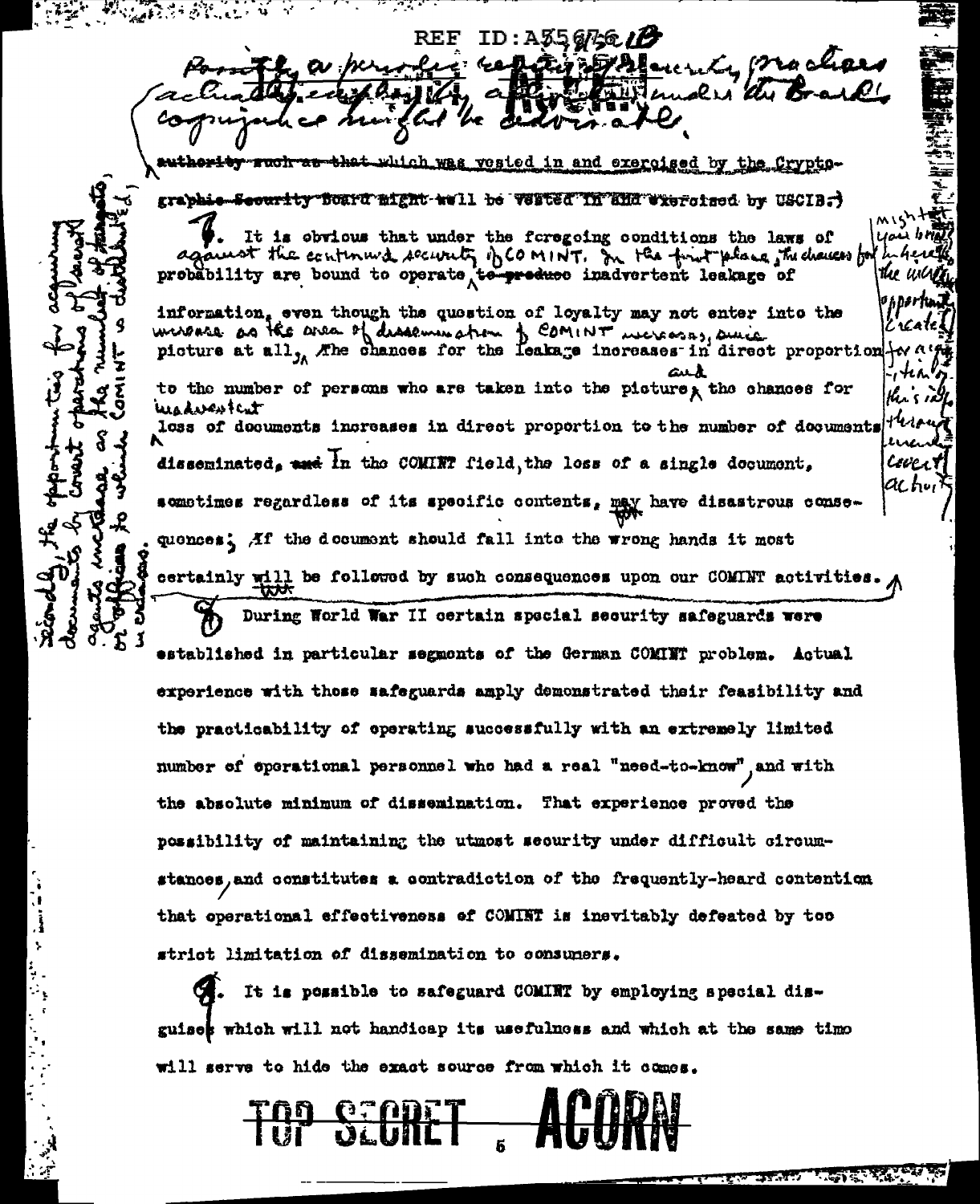REF ID:A56756

(Possibly a periodic review of security practices actually employed by agencies under the Board's cognizance might be desirable.

~~authority such as that which was vested in and exercised by the Cryptographic Security Board might well be vested in and exercised by USCIB.~~)

7. It is obvious that under the foregoing conditions the laws of probability are bound to operate against the continued security of COMINT. In the first place, the chances for inadvertent leakage of information, even though the question of loyalty may not enter into the picture at all, increase as the area of dissemination of COMINT increases, since the chances for the leakage increases in direct proportion to the number of persons who are taken into the picture, and the chances for inadvertent loss of documents increases in direct proportion to the number of documents disseminated. In the COMINT field, the loss of a single document, sometimes regardless of its specific contents, may have disastrous consequences; if the document should fall into the wrong hands it most certainly will be followed by such consequences upon our COMINT activities. Secondly, the opportunities for acquiring documents by covert operations of secret agents increase as the number of holders or officers to whom COMINT is distributed is increased. Might you bring in here the increased opportunities created for agents through covert activity.

8. During World War II certain special security safeguards were established in particular segments of the German COMINT problem. Actual experience with those safeguards amply demonstrated their feasibility and the practicability of operating successfully with an extremely limited number of operational personnel who had a real "need-to-know", and with the absolute minimum of dissemination. That experience proved the possibility of maintaining the utmost security under difficult circumstances, and constitutes a contradiction of the frequently-heard contention that operational effectiveness of COMINT is inevitably defeated by too strict limitation of dissemination to consumers.

9. It is possible to safeguard COMINT by employing special disguises which will not handicap its usefulness and which at the same time will serve to hide the exact source from which it comes.

TOP SECRET ACORN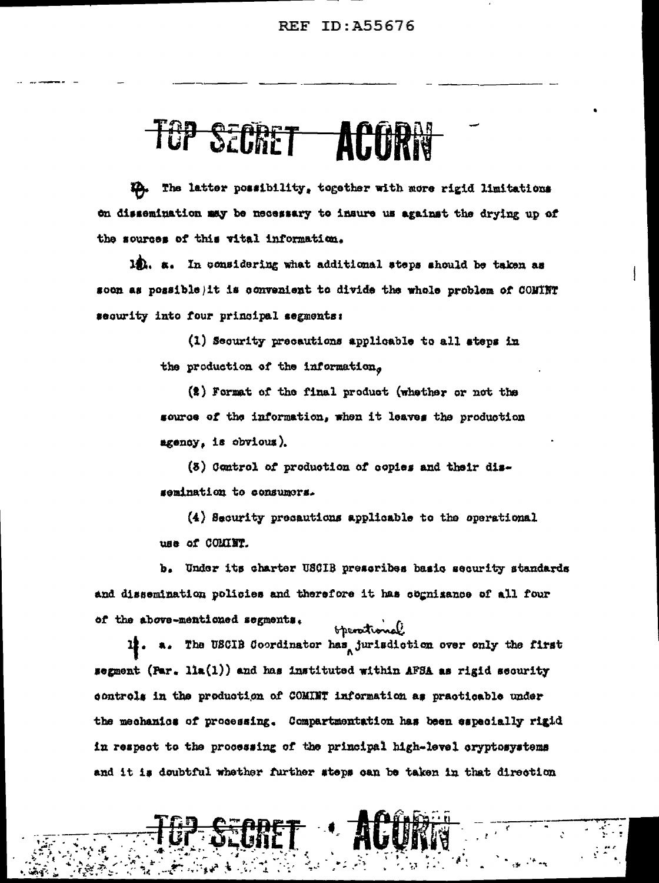# TOP SECRET ACORN

10. The latter possibility, together with more rigid limitations on dissemination may be necessary to insure us against the drying up of the sources of this vital information.

11. a. In considering what additional steps should be taken as soon as possible, it is convenient to divide the whole problem of COMINT security into four principal segments:

(1) Security precautions applicable to all steps in the production of the information,

(2) Format of the final product (whether or not the source of the information, when it leaves the production agency, is obvious).

(3) Control of production of copies and their dissemination to consumers.

(4) Security precautions applicable to the operational use of COMINT.

b. Under its charter USCIB prescribes basic security standards and dissemination policies and therefore it has cognizance of all four of the above-mentioned segments.

12. a. The USCIB Coordinator has operational jurisdiction over only the first segment (Par. 11a(1)) and has instituted within AFSA as rigid security controls in the production of COMINT information as practicable under the mechanics of processing. Compartmentation has been especially rigid in respect to the processing of the principal high-level cryptosystems and it is doubtful whether further steps can be taken in that direction

TOP SECRET ACORN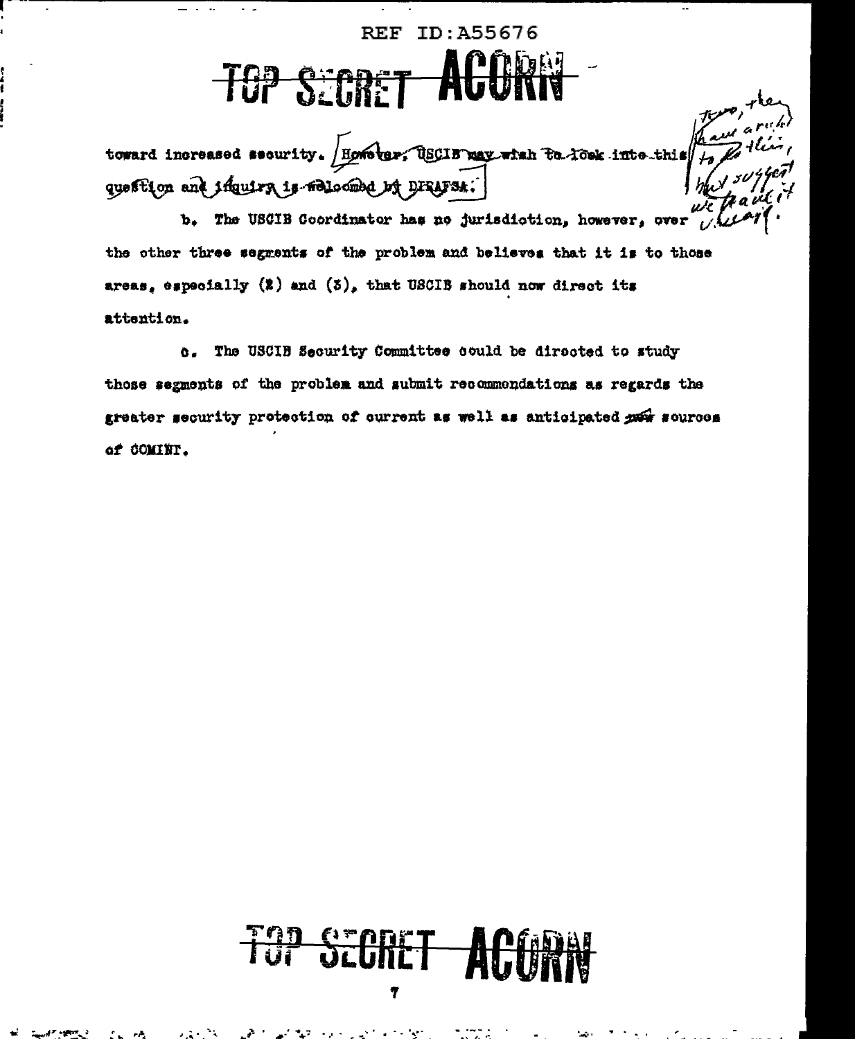REF ID:A55676

TOP SECRET ACORN

toward increased security. However, USCIB may wish to look into this question and inquiry is welcomed by DIRAFSA.

True, they have a right to do this, but suggest we leave it clear.

b. The USCIB Coordinator has no jurisdiction, however, over the other three segments of the problem and believes that it is to those areas, especially (2) and (3), that USCIB should now direct its attention.

c. The USCIB Security Committee could be directed to study those segments of the problem and submit recommendations as regards the greater security protection of current as well as anticipated ~~new~~ sources of COMINT.

TOP SECRET ACORN